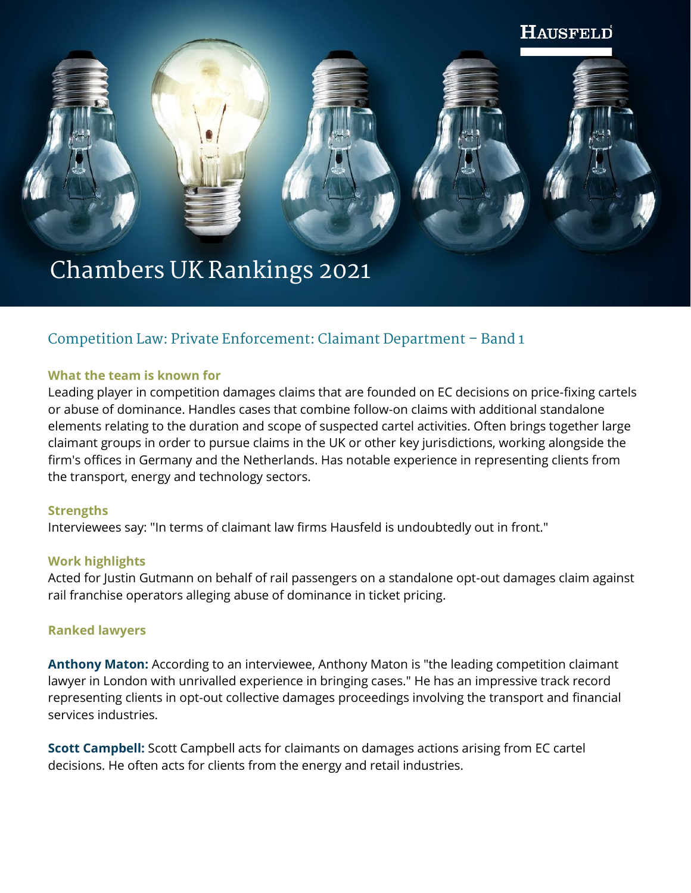HAUSFELD

# Chambers UK Rankings 2021

## Competition Law: Private Enforcement: Claimant Department – Band 1

### What the team is known for

Leading player in competition damages claims that are founded on EC decisions on price-fixing cartels or abuse of dominance. Handles cases that combine follow-on claims with additional standalone elements relating to the duration and scope of suspected cartel activities. Often brings together large claimant groups in order to pursue claims in the UK or other key jurisdictions, working alongside the firm's offices in Germany and the Netherlands. Has notable experience in representing clients from the transport, energy and technology sectors.

### Strengths

Interviewees say: "In terms of claimant law firms Hausfeld is undoubtedly out in front."

### Work highlights

Acted for Justin Gutmann on behalf of rail passengers on a standalone opt-out damages claim against rail franchise operators alleging abuse of dominance in ticket pricing.

### Ranked lawyers

**Anthony Maton:** According to an interviewee, Anthony Maton is "the leading competition claimant lawyer in London with unrivalled experience in bringing cases." He has an impressive track record representing clients in opt-out collective damages proceedings involving the transport and financial services industries.

**Scott Campbell:** Scott Campbell acts for claimants on damages actions arising from EC cartel decisions. He often acts for clients from the energy and retail industries.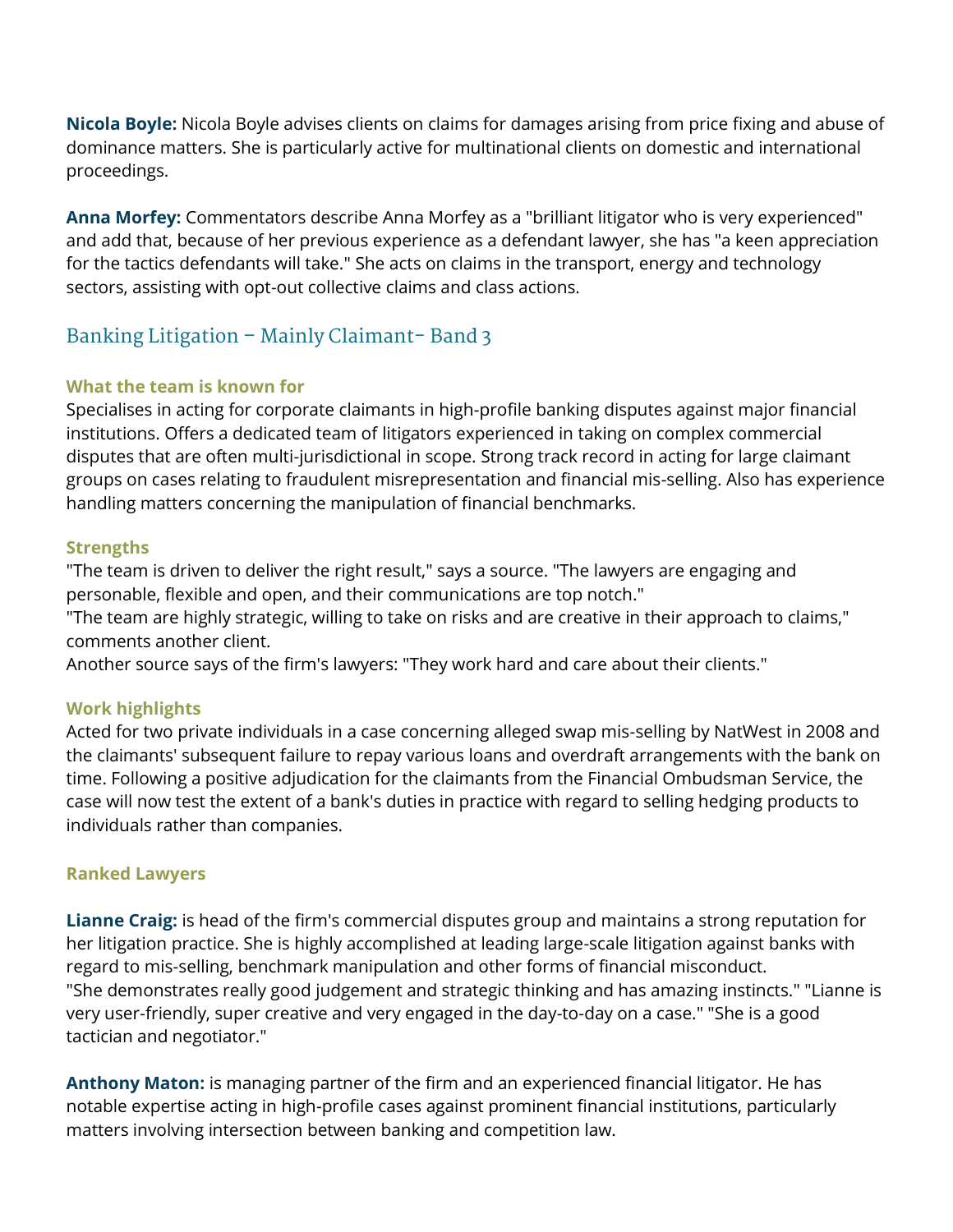**Nicola Boyle:** Nicola Boyle advises clients on claims for damages arising from price fixing and abuse of dominance matters. She is particularly active for multinational clients on domestic and international proceedings.

**Anna Morfey:** Commentators describe Anna Morfey as a "brilliant litigator who is very experienced" and add that, because of her previous experience as a defendant lawyer, she has "a keen appreciation for the tactics defendants will take." She acts on claims in the transport, energy and technology sectors, assisting with opt-out collective claims and class actions.

## Banking Litigation – Mainly Claimant- Band 3

### What the team is known for

Specialises in acting for corporate claimants in high-profile banking disputes against major financial institutions. Offers a dedicated team of litigators experienced in taking on complex commercial disputes that are often multi-jurisdictional in scope. Strong track record in acting for large claimant groups on cases relating to fraudulent misrepresentation and financial mis-selling. Also has experience handling matters concerning the manipulation of financial benchmarks.

### Strengths

"The team is driven to deliver the right result," says a source. "The lawyers are engaging and personable, flexible and open, and their communications are top notch."
"The team are highly strategic, willing to take on risks and are creative in their approach to claims," comments another client.
Another source says of the firm's lawyers: "They work hard and care about their clients."

### Work highlights

Acted for two private individuals in a case concerning alleged swap mis-selling by NatWest in 2008 and the claimants' subsequent failure to repay various loans and overdraft arrangements with the bank on time. Following a positive adjudication for the claimants from the Financial Ombudsman Service, the case will now test the extent of a bank's duties in practice with regard to selling hedging products to individuals rather than companies.

### Ranked Lawyers

**Lianne Craig:** is head of the firm's commercial disputes group and maintains a strong reputation for her litigation practice. She is highly accomplished at leading large-scale litigation against banks with regard to mis-selling, benchmark manipulation and other forms of financial misconduct.
"She demonstrates really good judgement and strategic thinking and has amazing instincts." "Lianne is very user-friendly, super creative and very engaged in the day-to-day on a case." "She is a good tactician and negotiator."

**Anthony Maton:** is managing partner of the firm and an experienced financial litigator. He has notable expertise acting in high-profile cases against prominent financial institutions, particularly matters involving intersection between banking and competition law.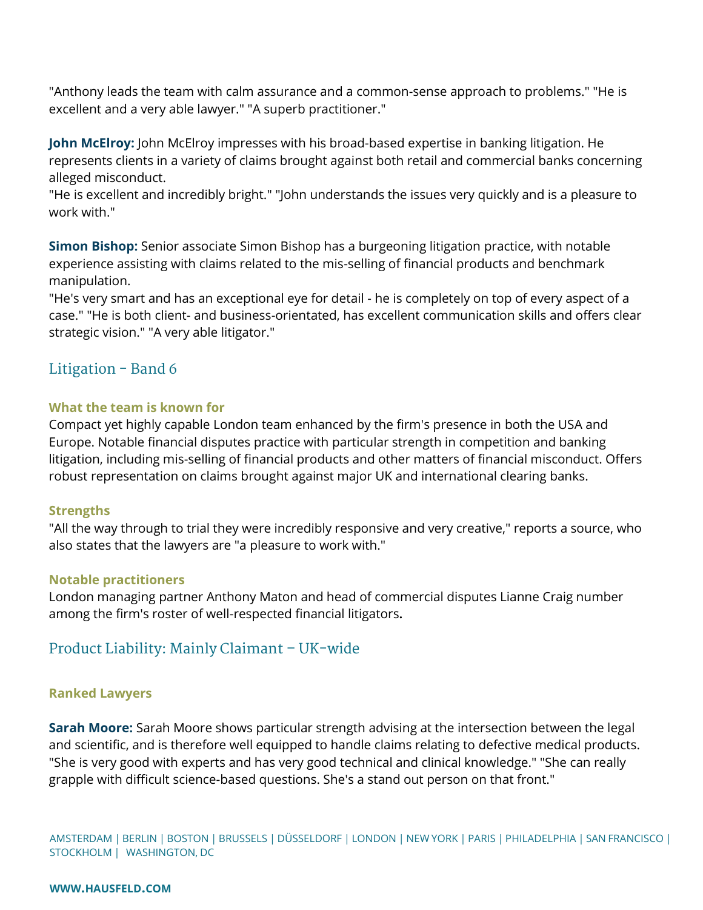"Anthony leads the team with calm assurance and a common-sense approach to problems." "He is excellent and a very able lawyer." "A superb practitioner."

**John McElroy:** John McElroy impresses with his broad-based expertise in banking litigation. He represents clients in a variety of claims brought against both retail and commercial banks concerning alleged misconduct.
"He is excellent and incredibly bright." "John understands the issues very quickly and is a pleasure to work with."

**Simon Bishop:** Senior associate Simon Bishop has a burgeoning litigation practice, with notable experience assisting with claims related to the mis-selling of financial products and benchmark manipulation.
"He's very smart and has an exceptional eye for detail - he is completely on top of every aspect of a case." "He is both client- and business-orientated, has excellent communication skills and offers clear strategic vision." "A very able litigator."

## Litigation - Band 6

### What the team is known for

Compact yet highly capable London team enhanced by the firm's presence in both the USA and Europe. Notable financial disputes practice with particular strength in competition and banking litigation, including mis-selling of financial products and other matters of financial misconduct. Offers robust representation on claims brought against major UK and international clearing banks.

### Strengths

"All the way through to trial they were incredibly responsive and very creative," reports a source, who also states that the lawyers are "a pleasure to work with."

### Notable practitioners

London managing partner Anthony Maton and head of commercial disputes Lianne Craig number among the firm's roster of well-respected financial litigators**.**

## Product Liability: Mainly Claimant – UK-wide

### Ranked Lawyers

**Sarah Moore:** Sarah Moore shows particular strength advising at the intersection between the legal and scientific, and is therefore well equipped to handle claims relating to defective medical products. "She is very good with experts and has very good technical and clinical knowledge." "She can really grapple with difficult science-based questions. She's a stand out person on that front."